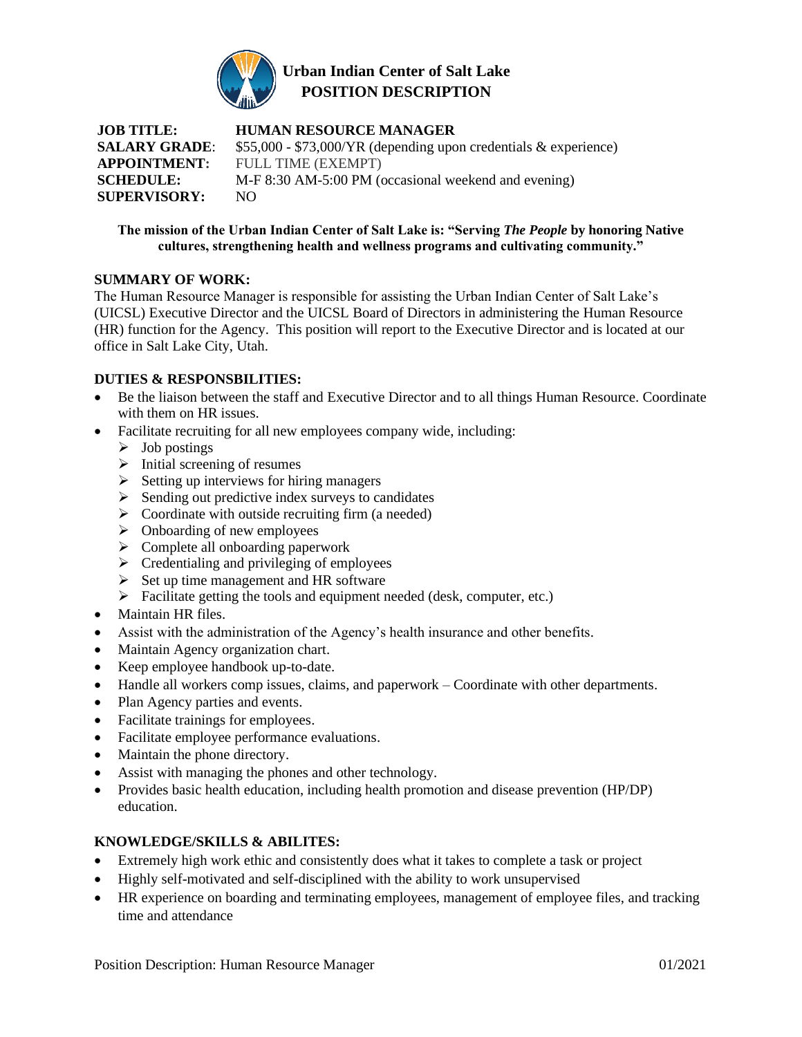# Urban Indian Center of Salt Lake
## POSITION DESCRIPTION

**JOB TITLE:** **HUMAN RESOURCE MANAGER**
**SALARY GRADE**: $55,000 - $73,000/YR (depending upon credentials & experience)
**APPOINTMENT:** FULL TIME (EXEMPT)
**SCHEDULE:** M-F 8:30 AM-5:00 PM (occasional weekend and evening)
**SUPERVISORY:** NO

**The mission of the Urban Indian Center of Salt Lake is: "Serving *The People* by honoring Native cultures, strengthening health and wellness programs and cultivating community."**

### SUMMARY OF WORK:

The Human Resource Manager is responsible for assisting the Urban Indian Center of Salt Lake's (UICSL) Executive Director and the UICSL Board of Directors in administering the Human Resource (HR) function for the Agency. This position will report to the Executive Director and is located at our office in Salt Lake City, Utah.

### DUTIES & RESPONSBILITIES:

- Be the liaison between the staff and Executive Director and to all things Human Resource. Coordinate with them on HR issues.
- Facilitate recruiting for all new employees company wide, including:
  - Job postings
  - Initial screening of resumes
  - Setting up interviews for hiring managers
  - Sending out predictive index surveys to candidates
  - Coordinate with outside recruiting firm (a needed)
  - Onboarding of new employees
  - Complete all onboarding paperwork
  - Credentialing and privileging of employees
  - Set up time management and HR software
  - Facilitate getting the tools and equipment needed (desk, computer, etc.)
- Maintain HR files.
- Assist with the administration of the Agency's health insurance and other benefits.
- Maintain Agency organization chart.
- Keep employee handbook up-to-date.
- Handle all workers comp issues, claims, and paperwork – Coordinate with other departments.
- Plan Agency parties and events.
- Facilitate trainings for employees.
- Facilitate employee performance evaluations.
- Maintain the phone directory.
- Assist with managing the phones and other technology.
- Provides basic health education, including health promotion and disease prevention (HP/DP) education.

### KNOWLEDGE/SKILLS & ABILITES:

- Extremely high work ethic and consistently does what it takes to complete a task or project
- Highly self-motivated and self-disciplined with the ability to work unsupervised
- HR experience on boarding and terminating employees, management of employee files, and tracking time and attendance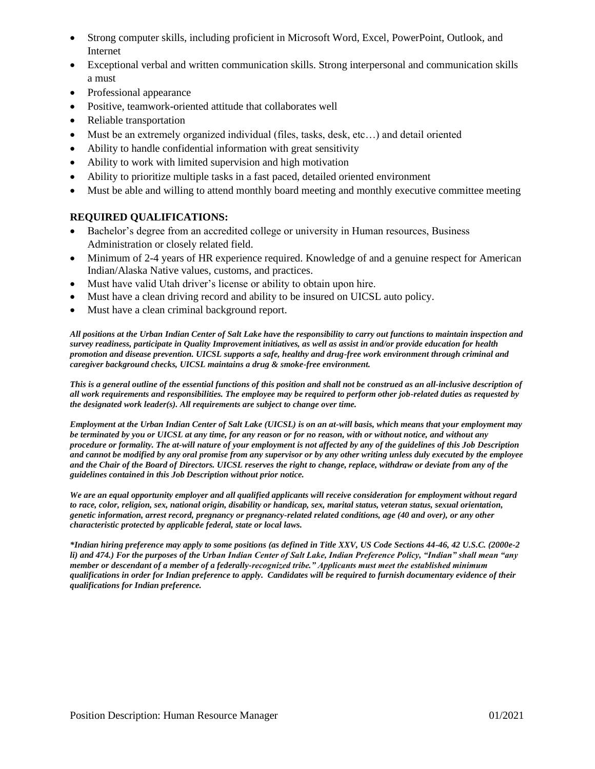- Strong computer skills, including proficient in Microsoft Word, Excel, PowerPoint, Outlook, and Internet
- Exceptional verbal and written communication skills. Strong interpersonal and communication skills a must
- Professional appearance
- Positive, teamwork-oriented attitude that collaborates well
- Reliable transportation
- Must be an extremely organized individual (files, tasks, desk, etc…) and detail oriented
- Ability to handle confidential information with great sensitivity
- Ability to work with limited supervision and high motivation
- Ability to prioritize multiple tasks in a fast paced, detailed oriented environment
- Must be able and willing to attend monthly board meeting and monthly executive committee meeting

**REQUIRED QUALIFICATIONS:**

- Bachelor's degree from an accredited college or university in Human resources, Business Administration or closely related field.
- Minimum of 2-4 years of HR experience required. Knowledge of and a genuine respect for American Indian/Alaska Native values, customs, and practices.
- Must have valid Utah driver's license or ability to obtain upon hire.
- Must have a clean driving record and ability to be insured on UICSL auto policy.
- Must have a clean criminal background report.

***All positions at the Urban Indian Center of Salt Lake have the responsibility to carry out functions to maintain inspection and survey readiness, participate in Quality Improvement initiatives, as well as assist in and/or provide education for health promotion and disease prevention. UICSL supports a safe, healthy and drug-free work environment through criminal and caregiver background checks, UICSL maintains a drug & smoke-free environment.***

***This is a general outline of the essential functions of this position and shall not be construed as an all-inclusive description of all work requirements and responsibilities. The employee may be required to perform other job-related duties as requested by the designated work leader(s). All requirements are subject to change over time.***

***Employment at the Urban Indian Center of Salt Lake (UICSL) is on an at-will basis, which means that your employment may be terminated by you or UICSL at any time, for any reason or for no reason, with or without notice, and without any procedure or formality. The at-will nature of your employment is not affected by any of the guidelines of this Job Description and cannot be modified by any oral promise from any supervisor or by any other writing unless duly executed by the employee and the Chair of the Board of Directors. UICSL reserves the right to change, replace, withdraw or deviate from any of the guidelines contained in this Job Description without prior notice.***

***We are an equal opportunity employer and all qualified applicants will receive consideration for employment without regard to race, color, religion, sex, national origin, disability or handicap, sex, marital status, veteran status, sexual orientation, genetic information, arrest record, pregnancy or pregnancy-related related conditions, age (40 and over), or any other characteristic protected by applicable federal, state or local laws.***

***\*Indian hiring preference may apply to some positions (as defined in Title XXV, US Code Sections 44-46, 42 U.S.C. (2000e-2 li) and 474.) For the purposes of the Urban Indian Center of Salt Lake, Indian Preference Policy, "Indian" shall mean "any member or descendant of a member of a federally-recognized tribe." Applicants must meet the established minimum qualifications in order for Indian preference to apply. Candidates will be required to furnish documentary evidence of their qualifications for Indian preference.***